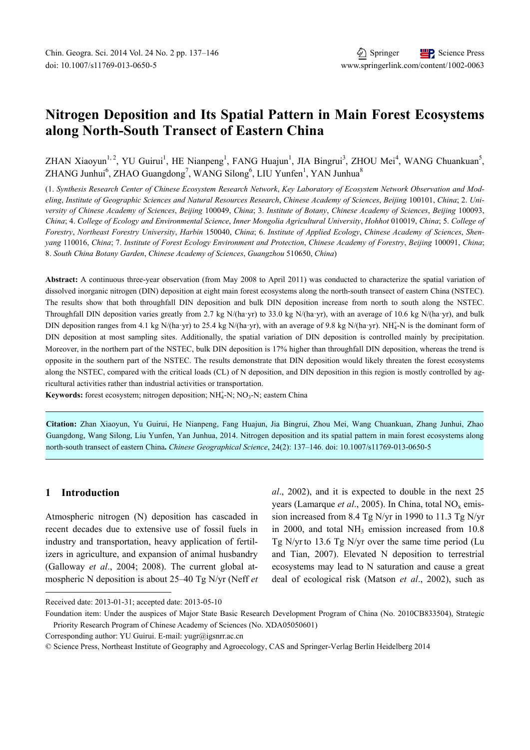# Nitrogen Deposition and Its Spatial Pattern in Main Forest Ecosystems along North-South Transect of Eastern China

ZHAN Xiaoyun[1, 2], YU Guirui[1], HE Nianpeng[1], FANG Huajun[1], JIA Bingrui[3], ZHOU Mei[4], WANG Chuankuan[5], ZHANG Junhui[6], ZHAO Guangdong[7], WANG Silong[6], LIU Yunfen[1], YAN Junhua[8]

(1. *Synthesis Research Center of Chinese Ecosystem Research Network*, *Key Laboratory of Ecosystem Network Observation and Modeling*, *Institute of Geographic Sciences and Natural Resources Research*, *Chinese Academy of Sciences*, *Beijing* 100101, *China*; 2. *University of Chinese Academy of Sciences*, *Beijing* 100049, *China*; 3. *Institute of Botany*, *Chinese Academy of Sciences*, *Beijing* 100093, *China*; 4. *College of Ecology and Environmental Science*, *Inner Mongolia Agricultural University*, *Hohhot* 010019, *China*; 5. *College of Forestry*, *Northeast Forestry University*, *Harbin* 150040, *China*; 6. *Institute of Applied Ecology*, *Chinese Academy of Sciences*, *Shenyang* 110016, *China*; 7. *Institute of Forest Ecology Environment and Protection*, *Chinese Academy of Forestry*, *Beijing* 100091, *China*; 8. *South China Botany Garden*, *Chinese Academy of Sciences*, *Guangzhou* 510650, *China*)

**Abstract:** A continuous three-year observation (from May 2008 to April 2011) was conducted to characterize the spatial variation of dissolved inorganic nitrogen (DIN) deposition at eight main forest ecosystems along the north-south transect of eastern China (NSTEC). The results show that both throughfall DIN deposition and bulk DIN deposition increase from north to south along the NSTEC. Throughfall DIN deposition varies greatly from 2.7 kg N/(ha·yr) to 33.0 kg N/(ha·yr), with an average of 10.6 kg N/(ha·yr), and bulk DIN deposition ranges from 4.1 kg N/(ha·yr) to 25.4 kg N/(ha·yr), with an average of 9.8 kg N/(ha·yr). $NH_4^+$-N is the dominant form of DIN deposition at most sampling sites. Additionally, the spatial variation of DIN deposition is controlled mainly by precipitation. Moreover, in the northern part of the NSTEC, bulk DIN deposition is 17% higher than throughfall DIN deposition, whereas the trend is opposite in the southern part of the NSTEC. The results demonstrate that DIN deposition would likely threaten the forest ecosystems along the NSTEC, compared with the critical loads (CL) of N deposition, and DIN deposition in this region is mostly controlled by agricultural activities rather than industrial activities or transportation.

**Keywords:** forest ecosystem; nitrogen deposition; $NH_4^+$-N; $NO_3$-N; eastern China

**Citation:** Zhan Xiaoyun, Yu Guirui, He Nianpeng, Fang Huajun, Jia Bingrui, Zhou Mei, Wang Chuankuan, Zhang Junhui, Zhao Guangdong, Wang Silong, Liu Yunfen, Yan Junhua, 2014. Nitrogen deposition and its spatial pattern in main forest ecosystems along north-south transect of eastern China**.** *Chinese Geographical Science*, 24(2): 137–146. doi: 10.1007/s11769-013-0650-5

## 1 Introduction

Atmospheric nitrogen (N) deposition has cascaded in recent decades due to extensive use of fossil fuels in industry and transportation, heavy application of fertilizers in agriculture, and expansion of animal husbandry (Galloway *et al*., 2004; 2008). The current global atmospheric N deposition is about 25–40 Tg N/yr (Neff *et al*., 2002), and it is expected to double in the next 25 years (Lamarque *et al*., 2005). In China, total $NO_x$ emission increased from 8.4 Tg N/yr in 1990 to 11.3 Tg N/yr in 2000, and total $NH_3$ emission increased from 10.8 Tg N/yr to 13.6 Tg N/yr over the same time period (Lu and Tian, 2007). Elevated N deposition to terrestrial ecosystems may lead to N saturation and cause a great deal of ecological risk (Matson *et al*., 2002), such as

Received date: 2013-01-31; accepted date: 2013-05-10

Foundation item: Under the auspices of Major State Basic Research Development Program of China (No. 2010CB833504), Strategic Priority Research Program of Chinese Academy of Sciences (No. XDA05050601)

Corresponding author: YU Guirui. E-mail: yugr@igsnrr.ac.cn

© Science Press, Northeast Institute of Geography and Agroecology, CAS and Springer-Verlag Berlin Heidelberg 2014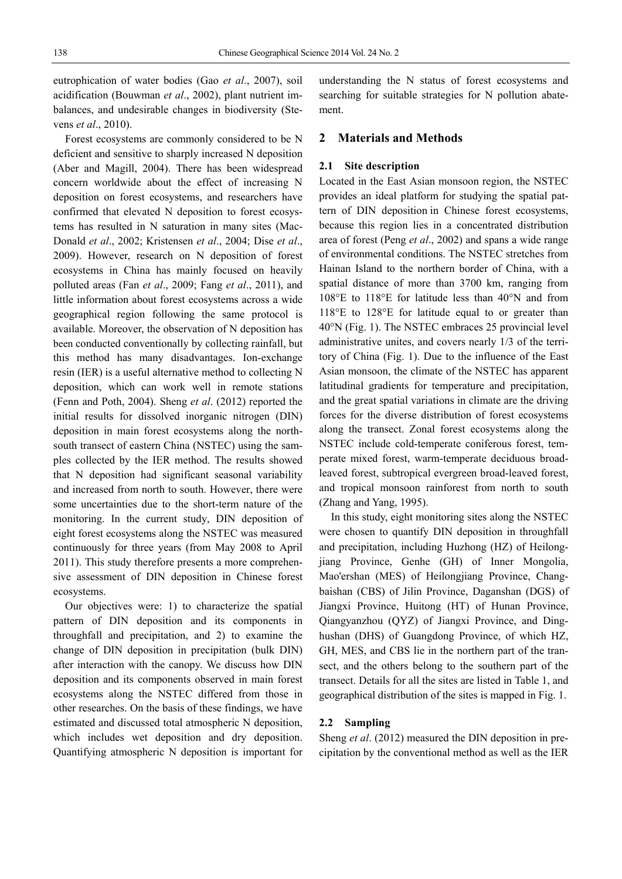eutrophication of water bodies (Gao *et al*., 2007), soil acidification (Bouwman *et al*., 2002), plant nutrient imbalances, and undesirable changes in biodiversity (Stevens *et al*., 2010).

Forest ecosystems are commonly considered to be N deficient and sensitive to sharply increased N deposition (Aber and Magill, 2004). There has been widespread concern worldwide about the effect of increasing N deposition on forest ecosystems, and researchers have confirmed that elevated N deposition to forest ecosystems has resulted in N saturation in many sites (MacDonald *et al*., 2002; Kristensen *et al*., 2004; Dise *et al*., 2009). However, research on N deposition of forest ecosystems in China has mainly focused on heavily polluted areas (Fan *et al*., 2009; Fang *et al*., 2011), and little information about forest ecosystems across a wide geographical region following the same protocol is available. Moreover, the observation of N deposition has been conducted conventionally by collecting rainfall, but this method has many disadvantages. Ion-exchange resin (IER) is a useful alternative method to collecting N deposition, which can work well in remote stations (Fenn and Poth, 2004). Sheng *et al*. (2012) reported the initial results for dissolved inorganic nitrogen (DIN) deposition in main forest ecosystems along the north-south transect of eastern China (NSTEC) using the samples collected by the IER method. The results showed that N deposition had significant seasonal variability and increased from north to south. However, there were some uncertainties due to the short-term nature of the monitoring. In the current study, DIN deposition of eight forest ecosystems along the NSTEC was measured continuously for three years (from May 2008 to April 2011). This study therefore presents a more comprehensive assessment of DIN deposition in Chinese forest ecosystems.

Our objectives were: 1) to characterize the spatial pattern of DIN deposition and its components in throughfall and precipitation, and 2) to examine the change of DIN deposition in precipitation (bulk DIN) after interaction with the canopy. We discuss how DIN deposition and its components observed in main forest ecosystems along the NSTEC differed from those in other researches. On the basis of these findings, we have estimated and discussed total atmospheric N deposition, which includes wet deposition and dry deposition. Quantifying atmospheric N deposition is important for understanding the N status of forest ecosystems and searching for suitable strategies for N pollution abatement.

## 2 Materials and Methods

### 2.1 Site description

Located in the East Asian monsoon region, the NSTEC provides an ideal platform for studying the spatial pattern of DIN deposition in Chinese forest ecosystems, because this region lies in a concentrated distribution area of forest (Peng *et al*., 2002) and spans a wide range of environmental conditions. The NSTEC stretches from Hainan Island to the northern border of China, with a spatial distance of more than 3700 km, ranging from 108°E to 118°E for latitude less than 40°N and from 118°E to 128°E for latitude equal to or greater than 40°N (Fig. 1). The NSTEC embraces 25 provincial level administrative unites, and covers nearly 1/3 of the territory of China (Fig. 1). Due to the influence of the East Asian monsoon, the climate of the NSTEC has apparent latitudinal gradients for temperature and precipitation, and the great spatial variations in climate are the driving forces for the diverse distribution of forest ecosystems along the transect. Zonal forest ecosystems along the NSTEC include cold-temperate coniferous forest, temperate mixed forest, warm-temperate deciduous broad-leaved forest, subtropical evergreen broad-leaved forest, and tropical monsoon rainforest from north to south (Zhang and Yang, 1995).

In this study, eight monitoring sites along the NSTEC were chosen to quantify DIN deposition in throughfall and precipitation, including Huzhong (HZ) of Heilongjiang Province, Genhe (GH) of Inner Mongolia, Mao'ershan (MES) of Heilongjiang Province, Changbaishan (CBS) of Jilin Province, Daganshan (DGS) of Jiangxi Province, Huitong (HT) of Hunan Province, Qiangyanzhou (QYZ) of Jiangxi Province, and Dinghushan (DHS) of Guangdong Province, of which HZ, GH, MES, and CBS lie in the northern part of the transect, and the others belong to the southern part of the transect. Details for all the sites are listed in Table 1, and geographical distribution of the sites is mapped in Fig. 1.

### 2.2 Sampling

Sheng *et al*. (2012) measured the DIN deposition in precipitation by the conventional method as well as the IER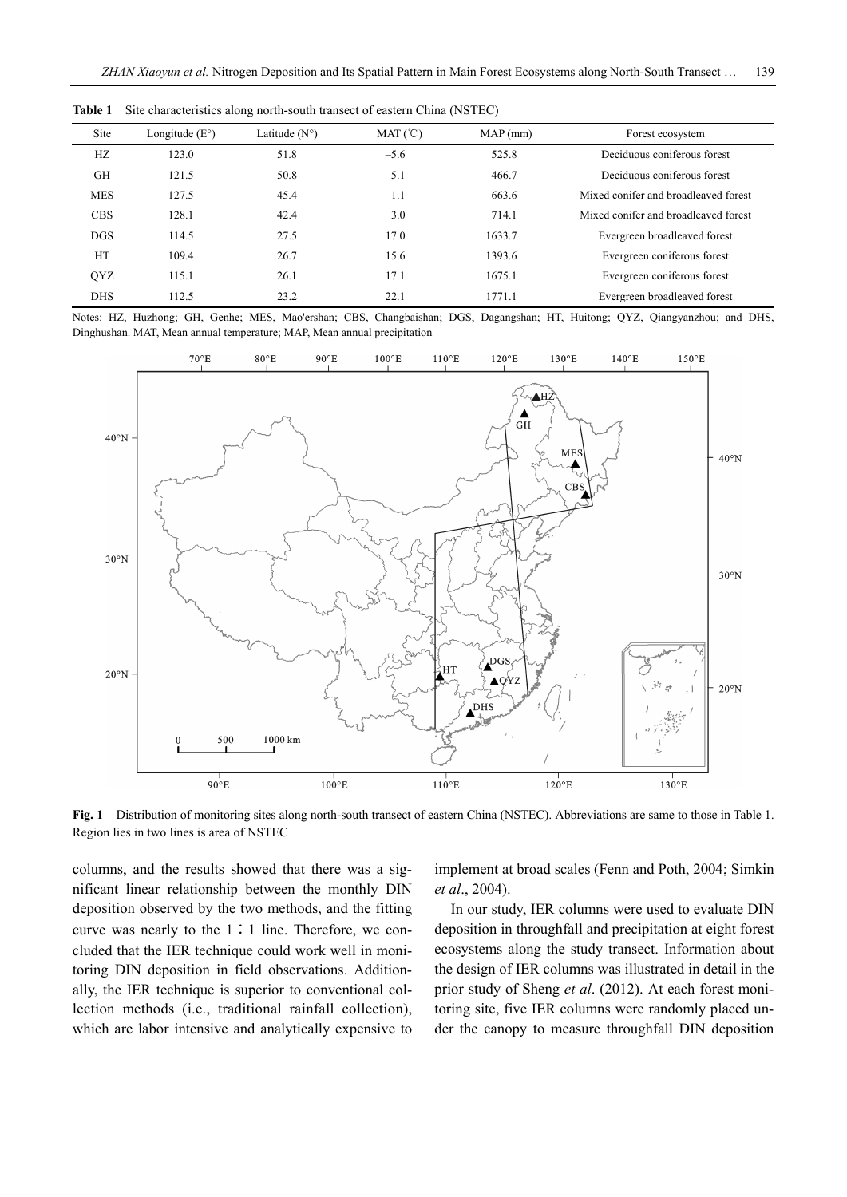**Table 1** Site characteristics along north-south transect of eastern China (NSTEC)

| Site | Longitude (E°) | Latitude (N°) | MAT (℃) | MAP (mm) | Forest ecosystem |
|---|---|---|---|---|---|
| HZ | 123.0 | 51.8 | −5.6 | 525.8 | Deciduous coniferous forest |
| GH | 121.5 | 50.8 | −5.1 | 466.7 | Deciduous coniferous forest |
| MES | 127.5 | 45.4 | 1.1 | 663.6 | Mixed conifer and broadleaved forest |
| CBS | 128.1 | 42.4 | 3.0 | 714.1 | Mixed conifer and broadleaved forest |
| DGS | 114.5 | 27.5 | 17.0 | 1633.7 | Evergreen broadleaved forest |
| HT | 109.4 | 26.7 | 15.6 | 1393.6 | Evergreen coniferous forest |
| QYZ | 115.1 | 26.1 | 17.1 | 1675.1 | Evergreen coniferous forest |
| DHS | 112.5 | 23.2 | 22.1 | 1771.1 | Evergreen broadleaved forest |

Notes: HZ, Huzhong; GH, Genhe; MES, Mao'ershan; CBS, Changbaishan; DGS, Dagangshan; HT, Huitong; QYZ, Qiangyanzhou; and DHS, Dinghushan. MAT, Mean annual temperature; MAP, Mean annual precipitation

**Fig. 1** Distribution of monitoring sites along north-south transect of eastern China (NSTEC). Abbreviations are same to those in Table 1. Region lies in two lines is area of NSTEC

columns, and the results showed that there was a significant linear relationship between the monthly DIN deposition observed by the two methods, and the fitting curve was nearly to the 1∶1 line. Therefore, we concluded that the IER technique could work well in monitoring DIN deposition in field observations. Additionally, the IER technique is superior to conventional collection methods (i.e., traditional rainfall collection), which are labor intensive and analytically expensive to implement at broad scales (Fenn and Poth, 2004; Simkin *et al*., 2004).

In our study, IER columns were used to evaluate DIN deposition in throughfall and precipitation at eight forest ecosystems along the study transect. Information about the design of IER columns was illustrated in detail in the prior study of Sheng *et al*. (2012). At each forest monitoring site, five IER columns were randomly placed under the canopy to measure throughfall DIN deposition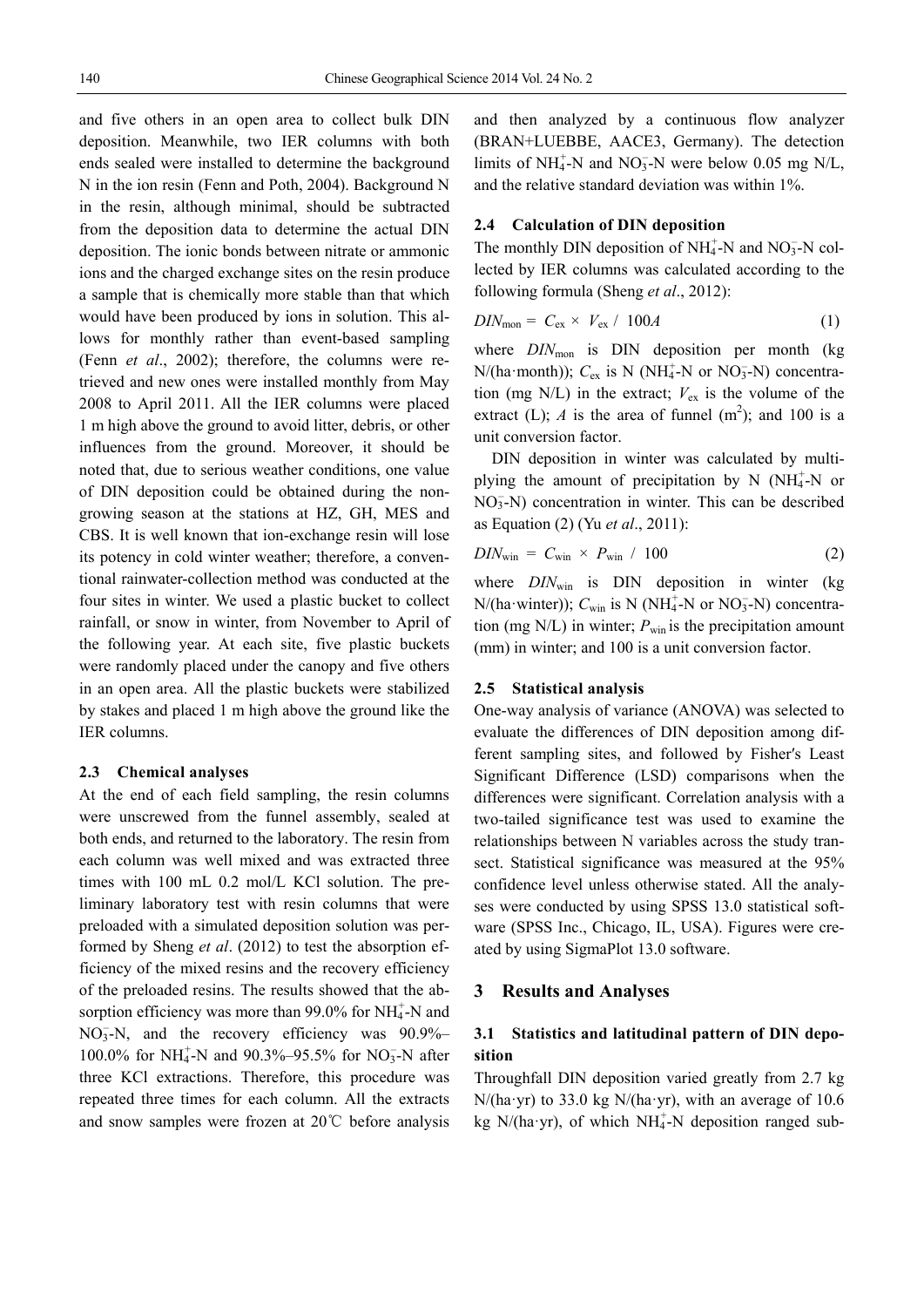and five others in an open area to collect bulk DIN deposition. Meanwhile, two IER columns with both ends sealed were installed to determine the background N in the ion resin (Fenn and Poth, 2004). Background N in the resin, although minimal, should be subtracted from the deposition data to determine the actual DIN deposition. The ionic bonds between nitrate or ammonic ions and the charged exchange sites on the resin produce a sample that is chemically more stable than that which would have been produced by ions in solution. This allows for monthly rather than event-based sampling (Fenn *et al*., 2002); therefore, the columns were retrieved and new ones were installed monthly from May 2008 to April 2011. All the IER columns were placed 1 m high above the ground to avoid litter, debris, or other influences from the ground. Moreover, it should be noted that, due to serious weather conditions, one value of DIN deposition could be obtained during the non-growing season at the stations at HZ, GH, MES and CBS. It is well known that ion-exchange resin will lose its potency in cold winter weather; therefore, a conventional rainwater-collection method was conducted at the four sites in winter. We used a plastic bucket to collect rainfall, or snow in winter, from November to April of the following year. At each site, five plastic buckets were randomly placed under the canopy and five others in an open area. All the plastic buckets were stabilized by stakes and placed 1 m high above the ground like the IER columns.

### 2.3 Chemical analyses

At the end of each field sampling, the resin columns were unscrewed from the funnel assembly, sealed at both ends, and returned to the laboratory. The resin from each column was well mixed and was extracted three times with 100 mL 0.2 mol/L KCl solution. The preliminary laboratory test with resin columns that were preloaded with a simulated deposition solution was performed by Sheng *et al*. (2012) to test the absorption efficiency of the mixed resins and the recovery efficiency of the preloaded resins. The results showed that the absorption efficiency was more than 99.0% for $NH_4^+$-N and $NO_3^-$-N, and the recovery efficiency was 90.9%–100.0% for $NH_4^+$-N and 90.3%–95.5% for $NO_3^-$-N after three KCl extractions. Therefore, this procedure was repeated three times for each column. All the extracts and snow samples were frozen at 20℃ before analysis and then analyzed by a continuous flow analyzer (BRAN+LUEBBE, AACE3, Germany). The detection limits of $NH_4^+$-N and $NO_3^-$-N were below 0.05 mg N/L, and the relative standard deviation was within 1%.

### 2.4 Calculation of DIN deposition

The monthly DIN deposition of $NH_4^+$-N and $NO_3^-$-N collected by IER columns was calculated according to the following formula (Sheng *et al*., 2012):

$$DIN_{mon} = C_{ex} \times V_{ex} / 100A \tag{1}$$

where $DIN_{mon}$ is DIN deposition per month (kg N/(ha·month)); $C_{ex}$ is N ($NH_4^+$-N or $NO_3^-$-N) concentration (mg N/L) in the extract; $V_{ex}$ is the volume of the extract (L); $A$ is the area of funnel ($m^2$); and 100 is a unit conversion factor.

DIN deposition in winter was calculated by multiplying the amount of precipitation by N ($NH_4^+$-N or $NO_3^-$-N) concentration in winter. This can be described as Equation (2) (Yu *et al*., 2011):

$$DIN_{win} = C_{win} \times P_{win} / 100 \tag{2}$$

where $DIN_{win}$ is DIN deposition in winter (kg N/(ha·winter)); $C_{win}$ is N ($NH_4^+$-N or $NO_3^-$-N) concentration (mg N/L) in winter; $P_{win}$ is the precipitation amount (mm) in winter; and 100 is a unit conversion factor.

### 2.5 Statistical analysis

One-way analysis of variance (ANOVA) was selected to evaluate the differences of DIN deposition among different sampling sites, and followed by Fisher′s Least Significant Difference (LSD) comparisons when the differences were significant. Correlation analysis with a two-tailed significance test was used to examine the relationships between N variables across the study transect. Statistical significance was measured at the 95% confidence level unless otherwise stated. All the analyses were conducted by using SPSS 13.0 statistical software (SPSS Inc., Chicago, IL, USA). Figures were created by using SigmaPlot 13.0 software.

## 3 Results and Analyses

### 3.1 Statistics and latitudinal pattern of DIN deposition

Throughfall DIN deposition varied greatly from 2.7 kg N/(ha·yr) to 33.0 kg N/(ha·yr), with an average of 10.6 kg N/(ha·yr), of which $NH_4^+$-N deposition ranged sub-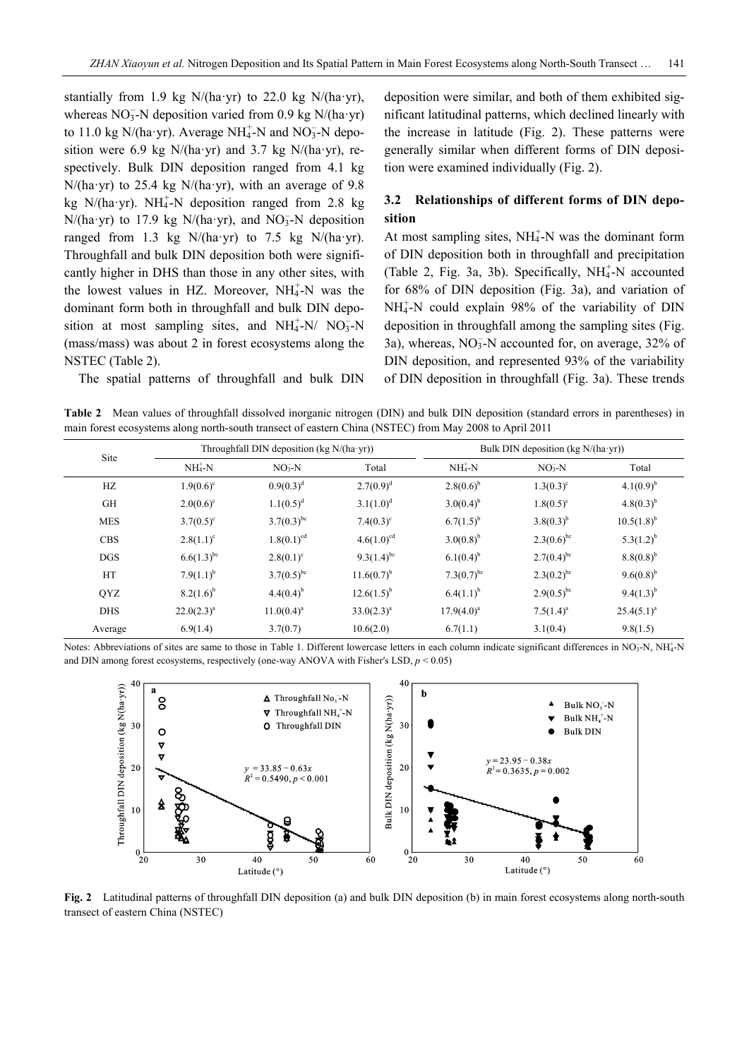stantially from 1.9 kg N/(ha·yr) to 22.0 kg N/(ha·yr), whereas $NO_3^-$-N deposition varied from 0.9 kg N/(ha·yr) to 11.0 kg N/(ha·yr). Average $NH_4^+$-N and $NO_3^-$-N deposition were 6.9 kg N/(ha·yr) and 3.7 kg N/(ha·yr), respectively. Bulk DIN deposition ranged from 4.1 kg N/(ha·yr) to 25.4 kg N/(ha·yr), with an average of 9.8 kg N/(ha·yr). $NH_4^+$-N deposition ranged from 2.8 kg N/(ha·yr) to 17.9 kg N/(ha·yr), and $NO_3^-$-N deposition ranged from 1.3 kg N/(ha·yr) to 7.5 kg N/(ha·yr). Throughfall and bulk DIN deposition both were significantly higher in DHS than those in any other sites, with the lowest values in HZ. Moreover, $NH_4^+$-N was the dominant form both in throughfall and bulk DIN deposition at most sampling sites, and $NH_4^+$-N/ $NO_3^-$-N (mass/mass) was about 2 in forest ecosystems along the NSTEC (Table 2).

The spatial patterns of throughfall and bulk DIN deposition were similar, and both of them exhibited significant latitudinal patterns, which declined linearly with the increase in latitude (Fig. 2). These patterns were generally similar when different forms of DIN deposition were examined individually (Fig. 2).

### 3.2 Relationships of different forms of DIN deposition

At most sampling sites, $NH_4^+$-N was the dominant form of DIN deposition both in throughfall and precipitation (Table 2, Fig. 3a, 3b). Specifically, $NH_4^+$-N accounted for 68% of DIN deposition (Fig. 3a), and variation of $NH_4^+$-N could explain 98% of the variability of DIN deposition in throughfall among the sampling sites (Fig. 3a), whereas, $NO_3^-$-N accounted for, on average, 32% of DIN deposition, and represented 93% of the variability of DIN deposition in throughfall (Fig. 3a). These trends

**Table 2** Mean values of throughfall dissolved inorganic nitrogen (DIN) and bulk DIN deposition (standard errors in parentheses) in main forest ecosystems along north-south transect of eastern China (NSTEC) from May 2008 to April 2011

| Site | Throughfall DIN deposition (kg N/(ha·yr)) | | | Bulk DIN deposition (kg N/(ha·yr)) | | |
|---|---|---|---|---|---|---|
| | $NH_4^+$-N | $NO_3^-$-N | Total | $NH_4^+$-N | $NO_3^-$-N | Total |
| HZ | 1.9(0.6)$^c$ | 0.9(0.3)$^d$ | 2.7(0.9)$^d$ | 2.8(0.6)$^b$ | 1.3(0.3)$^c$ | 4.1(0.9)$^b$ |
| GH | 2.0(0.6)$^c$ | 1.1(0.5)$^d$ | 3.1(1.0)$^d$ | 3.0(0.4)$^b$ | 1.8(0.5)$^c$ | 4.8(0.3)$^b$ |
| MES | 3.7(0.5)$^c$ | 3.7(0.3)$^{bc}$ | 7.4(0.3)$^c$ | 6.7(1.5)$^b$ | 3.8(0.3)$^b$ | 10.5(1.8)$^b$ |
| CBS | 2.8(1.1)$^c$ | 1.8(0.1)$^{cd}$ | 4.6(1.0)$^{cd}$ | 3.0(0.8)$^b$ | 2.3(0.6)$^{bc}$ | 5.3(1.2)$^b$ |
| DGS | 6.6(1.3)$^{bc}$ | 2.8(0.1)$^c$ | 9.3(1.4)$^{bc}$ | 6.1(0.4)$^b$ | 2.7(0.4)$^{bc}$ | 8.8(0.8)$^b$ |
| HT | 7.9(1.1)$^b$ | 3.7(0.5)$^{bc}$ | 11.6(0.7)$^b$ | 7.3(0.7)$^{bc}$ | 2.3(0.2)$^{bc}$ | 9.6(0.8)$^b$ |
| QYZ | 8.2(1.6)$^b$ | 4.4(0.4)$^b$ | 12.6(1.5)$^b$ | 6.4(1.1)$^b$ | 2.9(0.5)$^{bc}$ | 9.4(1.3)$^b$ |
| DHS | 22.0(2.3)$^a$ | 11.0(0.4)$^a$ | 33.0(2.3)$^a$ | 17.9(4.0)$^a$ | 7.5(1.4)$^a$ | 25.4(5.1)$^a$ |
| Average | 6.9(1.4) | 3.7(0.7) | 10.6(2.0) | 6.7(1.1) | 3.1(0.4) | 9.8(1.5) |

Notes: Abbreviations of sites are same to those in Table 1. Different lowercase letters in each column indicate significant differences in $NO_3^-$-N, $NH_4^+$-N and DIN among forest ecosystems, respectively (one-way ANOVA with Fisher's LSD, $p < 0.05$)

**Fig. 2** Latitudinal patterns of throughfall DIN deposition (a) and bulk DIN deposition (b) in main forest ecosystems along north-south transect of eastern China (NSTEC)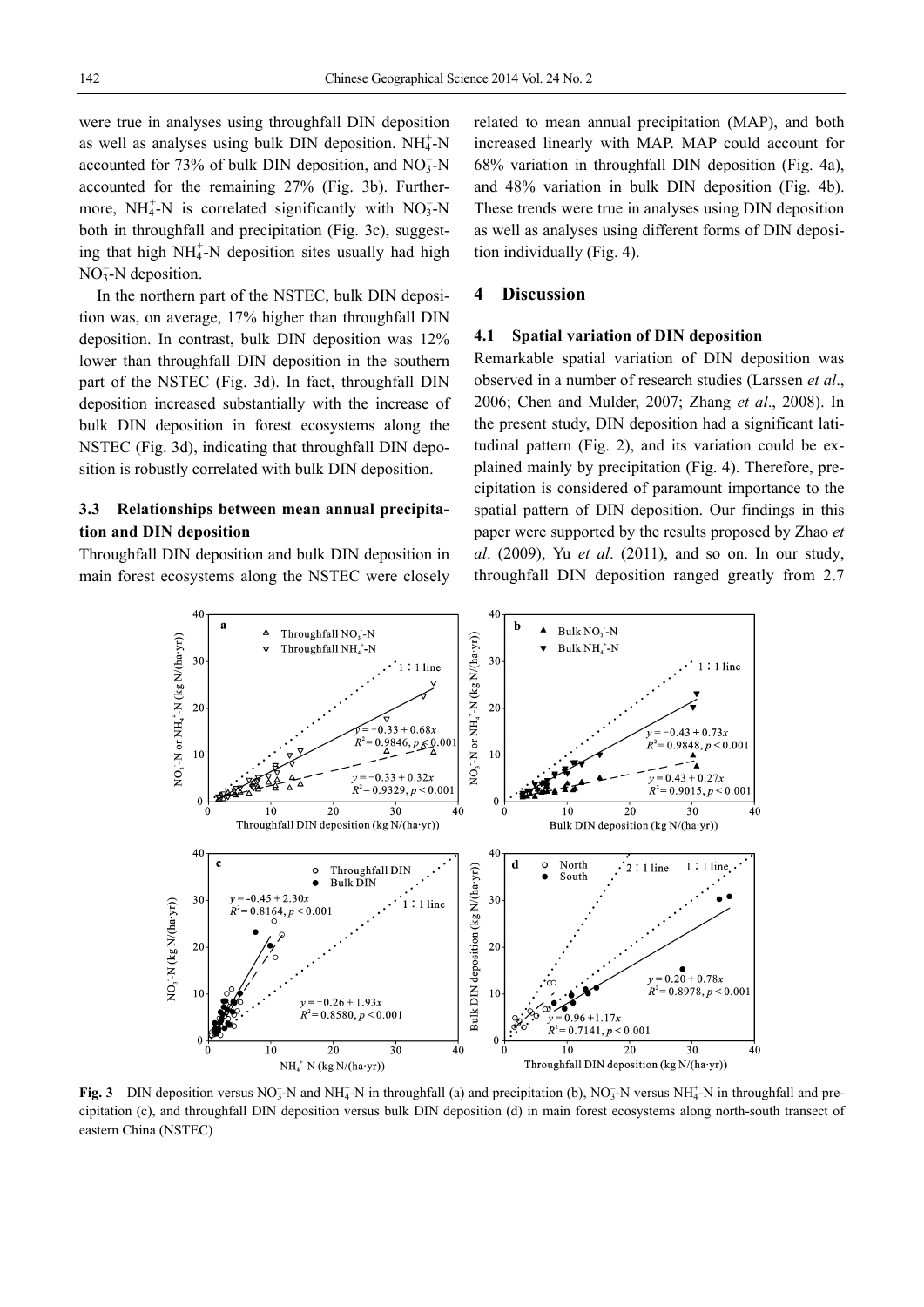were true in analyses using throughfall DIN deposition as well as analyses using bulk DIN deposition. $NH_4^+$-N accounted for 73% of bulk DIN deposition, and $NO_3^-$-N accounted for the remaining 27% (Fig. 3b). Furthermore, $NH_4^+$-N is correlated significantly with $NO_3^-$-N both in throughfall and precipitation (Fig. 3c), suggesting that high $NH_4^+$-N deposition sites usually had high $NO_3^-$-N deposition.

In the northern part of the NSTEC, bulk DIN deposition was, on average, 17% higher than throughfall DIN deposition. In contrast, bulk DIN deposition was 12% lower than throughfall DIN deposition in the southern part of the NSTEC (Fig. 3d). In fact, throughfall DIN deposition increased substantially with the increase of bulk DIN deposition in forest ecosystems along the NSTEC (Fig. 3d), indicating that throughfall DIN deposition is robustly correlated with bulk DIN deposition.

### 3.3 Relationships between mean annual precipitation and DIN deposition

Throughfall DIN deposition and bulk DIN deposition in main forest ecosystems along the NSTEC were closely related to mean annual precipitation (MAP), and both increased linearly with MAP. MAP could account for 68% variation in throughfall DIN deposition (Fig. 4a), and 48% variation in bulk DIN deposition (Fig. 4b). These trends were true in analyses using DIN deposition as well as analyses using different forms of DIN deposition individually (Fig. 4).

## 4 Discussion

### 4.1 Spatial variation of DIN deposition

Remarkable spatial variation of DIN deposition was observed in a number of research studies (Larssen *et al*., 2006; Chen and Mulder, 2007; Zhang *et al*., 2008). In the present study, DIN deposition had a significant latitudinal pattern (Fig. 2), and its variation could be explained mainly by precipitation (Fig. 4). Therefore, precipitation is considered of paramount importance to the spatial pattern of DIN deposition. Our findings in this paper were supported by the results proposed by Zhao *et al*. (2009), Yu *et al*. (2011), and so on. In our study, throughfall DIN deposition ranged greatly from 2.7

**Fig. 3** DIN deposition versus $NO_3^-$-N and $NH_4^+$-N in throughfall (a) and precipitation (b), $NO_3^-$-N versus $NH_4^+$-N in throughfall and precipitation (c), and throughfall DIN deposition versus bulk DIN deposition (d) in main forest ecosystems along north-south transect of eastern China (NSTEC)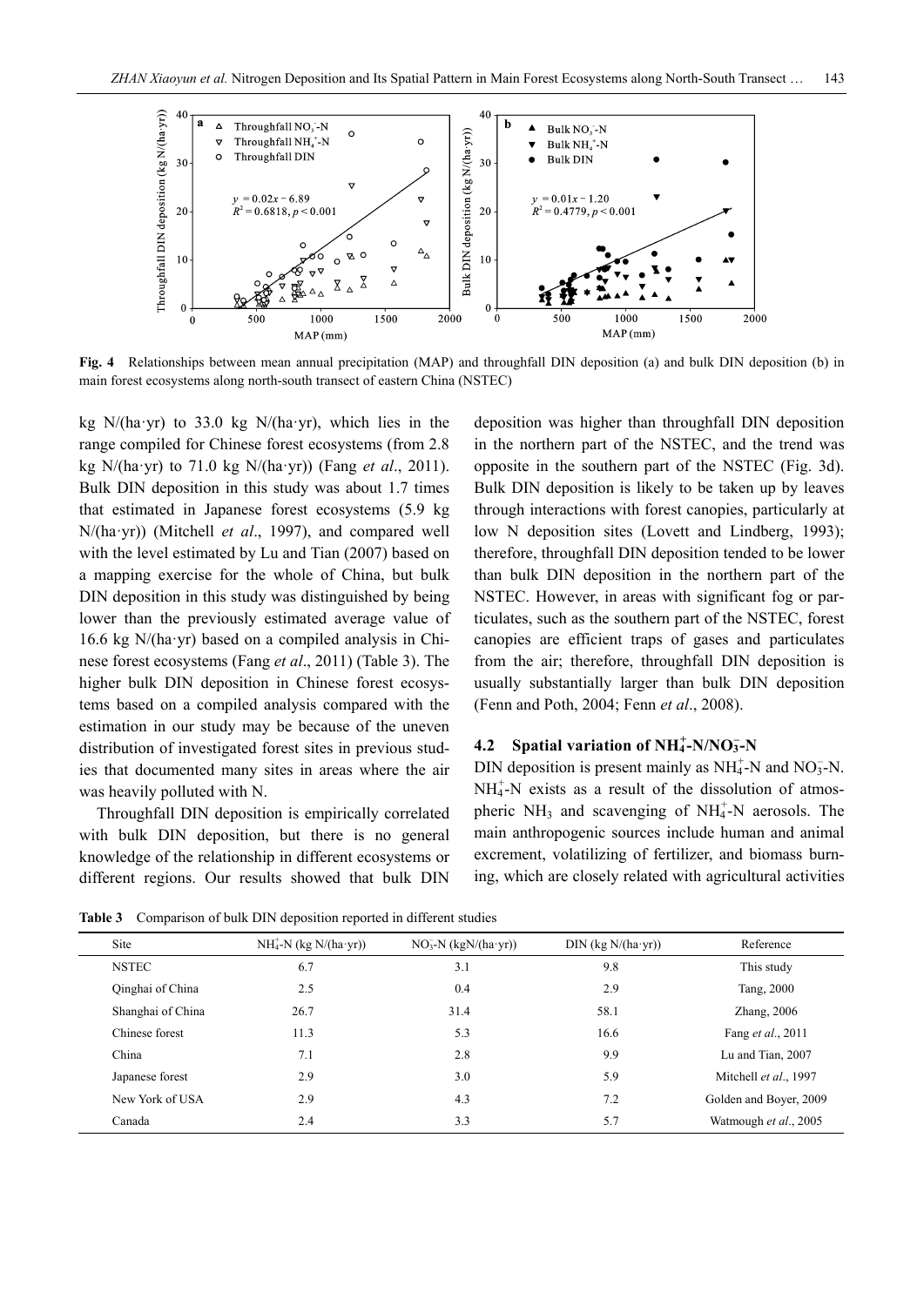**Fig. 4** Relationships between mean annual precipitation (MAP) and throughfall DIN deposition (a) and bulk DIN deposition (b) in main forest ecosystems along north-south transect of eastern China (NSTEC)

kg N/(ha·yr) to 33.0 kg N/(ha·yr), which lies in the range compiled for Chinese forest ecosystems (from 2.8 kg N/(ha·yr) to 71.0 kg N/(ha·yr)) (Fang *et al*., 2011). Bulk DIN deposition in this study was about 1.7 times that estimated in Japanese forest ecosystems (5.9 kg N/(ha·yr)) (Mitchell *et al*., 1997), and compared well with the level estimated by Lu and Tian (2007) based on a mapping exercise for the whole of China, but bulk DIN deposition in this study was distinguished by being lower than the previously estimated average value of 16.6 kg N/(ha·yr) based on a compiled analysis in Chinese forest ecosystems (Fang *et al*., 2011) (Table 3). The higher bulk DIN deposition in Chinese forest ecosystems based on a compiled analysis compared with the estimation in our study may be because of the uneven distribution of investigated forest sites in previous studies that documented many sites in areas where the air was heavily polluted with N.

Throughfall DIN deposition is empirically correlated with bulk DIN deposition, but there is no general knowledge of the relationship in different ecosystems or different regions. Our results showed that bulk DIN deposition was higher than throughfall DIN deposition in the northern part of the NSTEC, and the trend was opposite in the southern part of the NSTEC (Fig. 3d). Bulk DIN deposition is likely to be taken up by leaves through interactions with forest canopies, particularly at low N deposition sites (Lovett and Lindberg, 1993); therefore, throughfall DIN deposition tended to be lower than bulk DIN deposition in the northern part of the NSTEC. However, in areas with significant fog or particulates, such as the southern part of the NSTEC, forest canopies are efficient traps of gases and particulates from the air; therefore, throughfall DIN deposition is usually substantially larger than bulk DIN deposition (Fenn and Poth, 2004; Fenn *et al*., 2008).

## 4.2 Spatial variation of $NH_4^+$-N/$NO_3^-$-N

DIN deposition is present mainly as $NH_4^+$-N and $NO_3^-$-N. $NH_4^+$-N exists as a result of the dissolution of atmospheric $NH_3$ and scavenging of $NH_4^+$-N aerosols. The main anthropogenic sources include human and animal excrement, volatilizing of fertilizer, and biomass burning, which are closely related with agricultural activities

**Table 3** Comparison of bulk DIN deposition reported in different studies

| Site | $NH_4^+$-N (kg N/(ha·yr)) | $NO_3^-$-N (kgN/(ha·yr)) | DIN (kg N/(ha·yr)) | Reference |
|---|---|---|---|---|
| NSTEC | 6.7 | 3.1 | 9.8 | This study |
| Qinghai of China | 2.5 | 0.4 | 2.9 | Tang, 2000 |
| Shanghai of China | 26.7 | 31.4 | 58.1 | Zhang, 2006 |
| Chinese forest | 11.3 | 5.3 | 16.6 | Fang *et al*., 2011 |
| China | 7.1 | 2.8 | 9.9 | Lu and Tian, 2007 |
| Japanese forest | 2.9 | 3.0 | 5.9 | Mitchell *et al*., 1997 |
| New York of USA | 2.9 | 4.3 | 7.2 | Golden and Boyer, 2009 |
| Canada | 2.4 | 3.3 | 5.7 | Watmough *et al*., 2005 |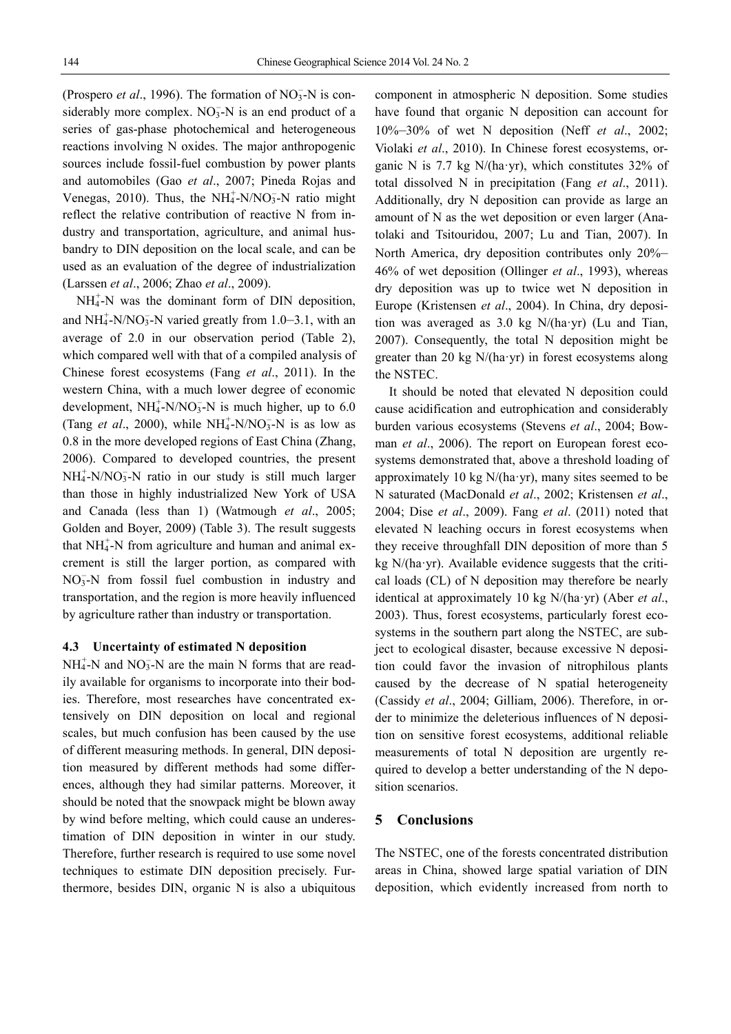(Prospero *et al*., 1996). The formation of $NO_3^-$-N is considerably more complex. $NO_3^-$-N is an end product of a series of gas-phase photochemical and heterogeneous reactions involving N oxides. The major anthropogenic sources include fossil-fuel combustion by power plants and automobiles (Gao *et al*., 2007; Pineda Rojas and Venegas, 2010). Thus, the $NH_4^+$-N/$NO_3^-$-N ratio might reflect the relative contribution of reactive N from industry and transportation, agriculture, and animal husbandry to DIN deposition on the local scale, and can be used as an evaluation of the degree of industrialization (Larssen *et al*., 2006; Zhao *et al*., 2009).

$NH_4^+$-N was the dominant form of DIN deposition, and $NH_4^+$-N/$NO_3^-$-N varied greatly from 1.0–3.1, with an average of 2.0 in our observation period (Table 2), which compared well with that of a compiled analysis of Chinese forest ecosystems (Fang *et al*., 2011). In the western China, with a much lower degree of economic development, $NH_4^+$-N/$NO_3^-$-N is much higher, up to 6.0 (Tang *et al*., 2000), while $NH_4^+$-N/$NO_3^-$-N is as low as 0.8 in the more developed regions of East China (Zhang, 2006). Compared to developed countries, the present $NH_4^+$-N/$NO_3^-$-N ratio in our study is still much larger than those in highly industrialized New York of USA and Canada (less than 1) (Watmough *et al*., 2005; Golden and Boyer, 2009) (Table 3). The result suggests that $NH_4^+$-N from agriculture and human and animal excrement is still the larger portion, as compared with $NO_3^-$-N from fossil fuel combustion in industry and transportation, and the region is more heavily influenced by agriculture rather than industry or transportation.

### 4.3 Uncertainty of estimated N deposition

$NH_4^+$-N and $NO_3^-$-N are the main N forms that are readily available for organisms to incorporate into their bodies. Therefore, most researches have concentrated extensively on DIN deposition on local and regional scales, but much confusion has been caused by the use of different measuring methods. In general, DIN deposition measured by different methods had some differences, although they had similar patterns. Moreover, it should be noted that the snowpack might be blown away by wind before melting, which could cause an underestimation of DIN deposition in winter in our study. Therefore, further research is required to use some novel techniques to estimate DIN deposition precisely. Furthermore, besides DIN, organic N is also a ubiquitous component in atmospheric N deposition. Some studies have found that organic N deposition can account for 10%–30% of wet N deposition (Neff *et al*., 2002; Violaki *et al*., 2010). In Chinese forest ecosystems, organic N is 7.7 kg N/(ha·yr), which constitutes 32% of total dissolved N in precipitation (Fang *et al*., 2011). Additionally, dry N deposition can provide as large an amount of N as the wet deposition or even larger (Anatolaki and Tsitouridou, 2007; Lu and Tian, 2007). In North America, dry deposition contributes only 20%–46% of wet deposition (Ollinger *et al*., 1993), whereas dry deposition was up to twice wet N deposition in Europe (Kristensen *et al*., 2004). In China, dry deposition was averaged as 3.0 kg N/(ha·yr) (Lu and Tian, 2007). Consequently, the total N deposition might be greater than 20 kg N/(ha·yr) in forest ecosystems along the NSTEC.

It should be noted that elevated N deposition could cause acidification and eutrophication and considerably burden various ecosystems (Stevens *et al*., 2004; Bowman *et al*., 2006). The report on European forest ecosystems demonstrated that, above a threshold loading of approximately 10 kg N/(ha·yr), many sites seemed to be N saturated (MacDonald *et al*., 2002; Kristensen *et al*., 2004; Dise *et al*., 2009). Fang *et al*. (2011) noted that elevated N leaching occurs in forest ecosystems when they receive throughfall DIN deposition of more than 5 kg N/(ha·yr). Available evidence suggests that the critical loads (CL) of N deposition may therefore be nearly identical at approximately 10 kg N/(ha·yr) (Aber *et al*., 2003). Thus, forest ecosystems, particularly forest ecosystems in the southern part along the NSTEC, are subject to ecological disaster, because excessive N deposition could favor the invasion of nitrophilous plants caused by the decrease of N spatial heterogeneity (Cassidy *et al*., 2004; Gilliam, 2006). Therefore, in order to minimize the deleterious influences of N deposition on sensitive forest ecosystems, additional reliable measurements of total N deposition are urgently required to develop a better understanding of the N deposition scenarios.

## 5 Conclusions

The NSTEC, one of the forests concentrated distribution areas in China, showed large spatial variation of DIN deposition, which evidently increased from north to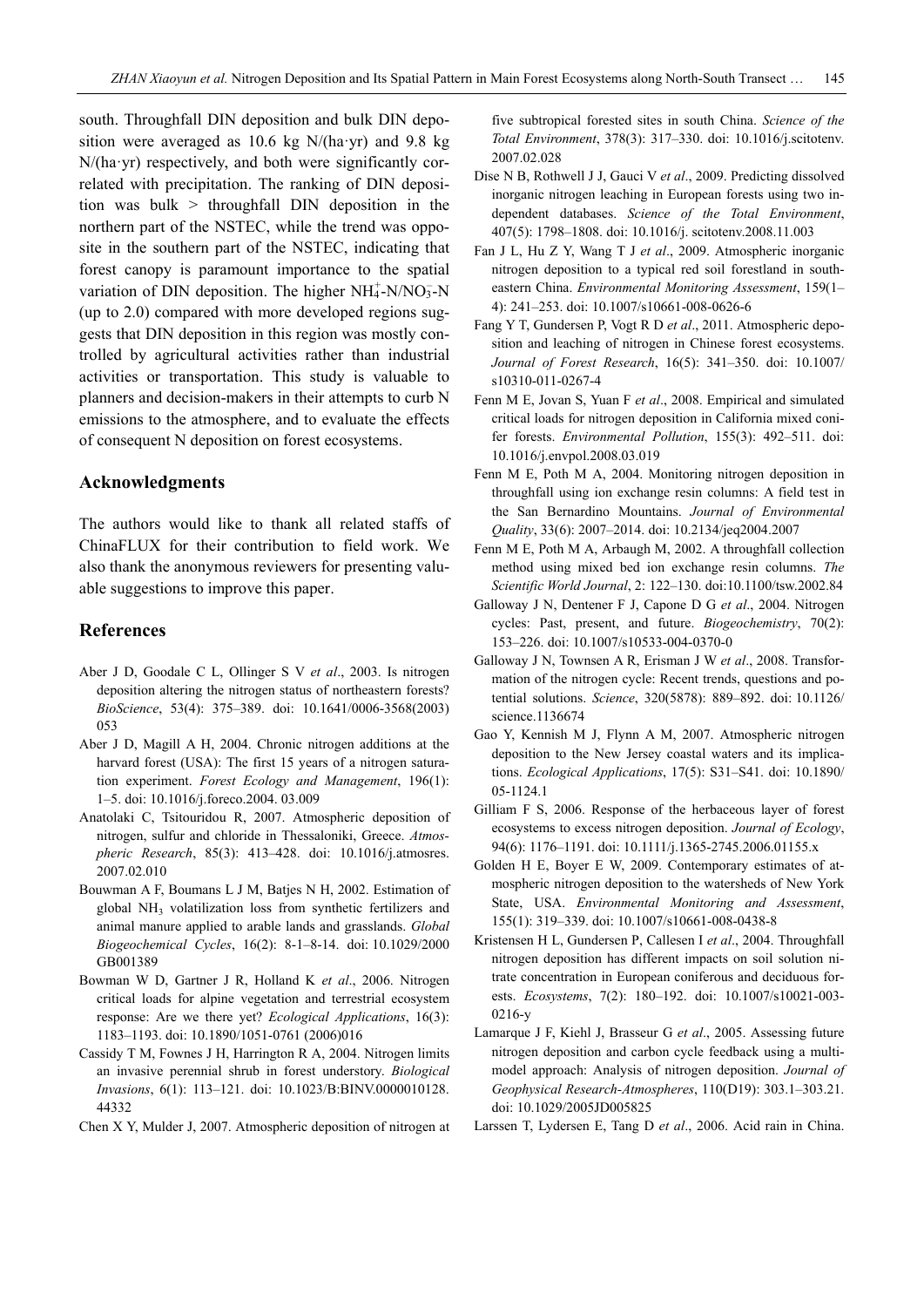south. Throughfall DIN deposition and bulk DIN deposition were averaged as 10.6 kg N/(ha·yr) and 9.8 kg N/(ha·yr) respectively, and both were significantly correlated with precipitation. The ranking of DIN deposition was bulk > throughfall DIN deposition in the northern part of the NSTEC, while the trend was opposite in the southern part of the NSTEC, indicating that forest canopy is paramount importance to the spatial variation of DIN deposition. The higher $NH_4^+$-N/$NO_3^-$-N (up to 2.0) compared with more developed regions suggests that DIN deposition in this region was mostly controlled by agricultural activities rather than industrial activities or transportation. This study is valuable to planners and decision-makers in their attempts to curb N emissions to the atmosphere, and to evaluate the effects of consequent N deposition on forest ecosystems.

## Acknowledgments

The authors would like to thank all related staffs of ChinaFLUX for their contribution to field work. We also thank the anonymous reviewers for presenting valuable suggestions to improve this paper.

## References

Aber J D, Goodale C L, Ollinger S V *et al*., 2003. Is nitrogen deposition altering the nitrogen status of northeastern forests? *BioScience*, 53(4): 375–389. doi: 10.1641/0006-3568(2003)053

Aber J D, Magill A H, 2004. Chronic nitrogen additions at the harvard forest (USA): The first 15 years of a nitrogen saturation experiment. *Forest Ecology and Management*, 196(1): 1–5. doi: 10.1016/j.foreco.2004. 03.009

Anatolaki C, Tsitouridou R, 2007. Atmospheric deposition of nitrogen, sulfur and chloride in Thessaloniki, Greece. *Atmospheric Research*, 85(3): 413–428. doi: 10.1016/j.atmosres.2007.02.010

Bouwman A F, Boumans L J M, Batjes N H, 2002. Estimation of global $NH_3$ volatilization loss from synthetic fertilizers and animal manure applied to arable lands and grasslands. *Global Biogeochemical Cycles*, 16(2): 8-1–8-14. doi: 10.1029/2000GB001389

Bowman W D, Gartner J R, Holland K *et al*., 2006. Nitrogen critical loads for alpine vegetation and terrestrial ecosystem response: Are we there yet? *Ecological Applications*, 16(3): 1183–1193. doi: 10.1890/1051-0761 (2006)016

Cassidy T M, Fownes J H, Harrington R A, 2004. Nitrogen limits an invasive perennial shrub in forest understory. *Biological Invasions*, 6(1): 113–121. doi: 10.1023/B:BINV.0000010128.44332

Chen X Y, Mulder J, 2007. Atmospheric deposition of nitrogen at five subtropical forested sites in south China. *Science of the Total Environment*, 378(3): 317–330. doi: 10.1016/j.scitotenv.2007.02.028

Dise N B, Rothwell J J, Gauci V *et al*., 2009. Predicting dissolved inorganic nitrogen leaching in European forests using two independent databases. *Science of the Total Environment*, 407(5): 1798–1808. doi: 10.1016/j. scitotenv.2008.11.003

Fan J L, Hu Z Y, Wang T J *et al*., 2009. Atmospheric inorganic nitrogen deposition to a typical red soil forestland in southeastern China. *Environmental Monitoring Assessment*, 159(1–4): 241–253. doi: 10.1007/s10661-008-0626-6

Fang Y T, Gundersen P, Vogt R D *et al*., 2011. Atmospheric deposition and leaching of nitrogen in Chinese forest ecosystems. *Journal of Forest Research*, 16(5): 341–350. doi: 10.1007/s10310-011-0267-4

Fenn M E, Jovan S, Yuan F *et al*., 2008. Empirical and simulated critical loads for nitrogen deposition in California mixed conifer forests. *Environmental Pollution*, 155(3): 492–511. doi: 10.1016/j.envpol.2008.03.019

Fenn M E, Poth M A, 2004. Monitoring nitrogen deposition in throughfall using ion exchange resin columns: A field test in the San Bernardino Mountains. *Journal of Environmental Quality*, 33(6): 2007–2014. doi: 10.2134/jeq2004.2007

Fenn M E, Poth M A, Arbaugh M, 2002. A throughfall collection method using mixed bed ion exchange resin columns. *The Scientific World Journal*, 2: 122–130. doi:10.1100/tsw.2002.84

Galloway J N, Dentener F J, Capone D G *et al*., 2004. Nitrogen cycles: Past, present, and future. *Biogeochemistry*, 70(2): 153–226. doi: 10.1007/s10533-004-0370-0

Galloway J N, Townsen A R, Erisman J W *et al*., 2008. Transformation of the nitrogen cycle: Recent trends, questions and potential solutions. *Science*, 320(5878): 889–892. doi: 10.1126/science.1136674

Gao Y, Kennish M J, Flynn A M, 2007. Atmospheric nitrogen deposition to the New Jersey coastal waters and its implications. *Ecological Applications*, 17(5): S31–S41. doi: 10.1890/05-1124.1

Gilliam F S, 2006. Response of the herbaceous layer of forest ecosystems to excess nitrogen deposition. *Journal of Ecology*, 94(6): 1176–1191. doi: 10.1111/j.1365-2745.2006.01155.x

Golden H E, Boyer E W, 2009. Contemporary estimates of atmospheric nitrogen deposition to the watersheds of New York State, USA. *Environmental Monitoring and Assessment*, 155(1): 319–339. doi: 10.1007/s10661-008-0438-8

Kristensen H L, Gundersen P, Callesen I *et al*., 2004. Throughfall nitrogen deposition has different impacts on soil solution nitrate concentration in European coniferous and deciduous forests. *Ecosystems*, 7(2): 180–192. doi: 10.1007/s10021-003-0216-y

Lamarque J F, Kiehl J, Brasseur G *et al*., 2005. Assessing future nitrogen deposition and carbon cycle feedback using a multimodel approach: Analysis of nitrogen deposition. *Journal of Geophysical Research-Atmospheres*, 110(D19): 303.1–303.21. doi: 10.1029/2005JD005825

Larssen T, Lydersen E, Tang D *et al*., 2006. Acid rain in China.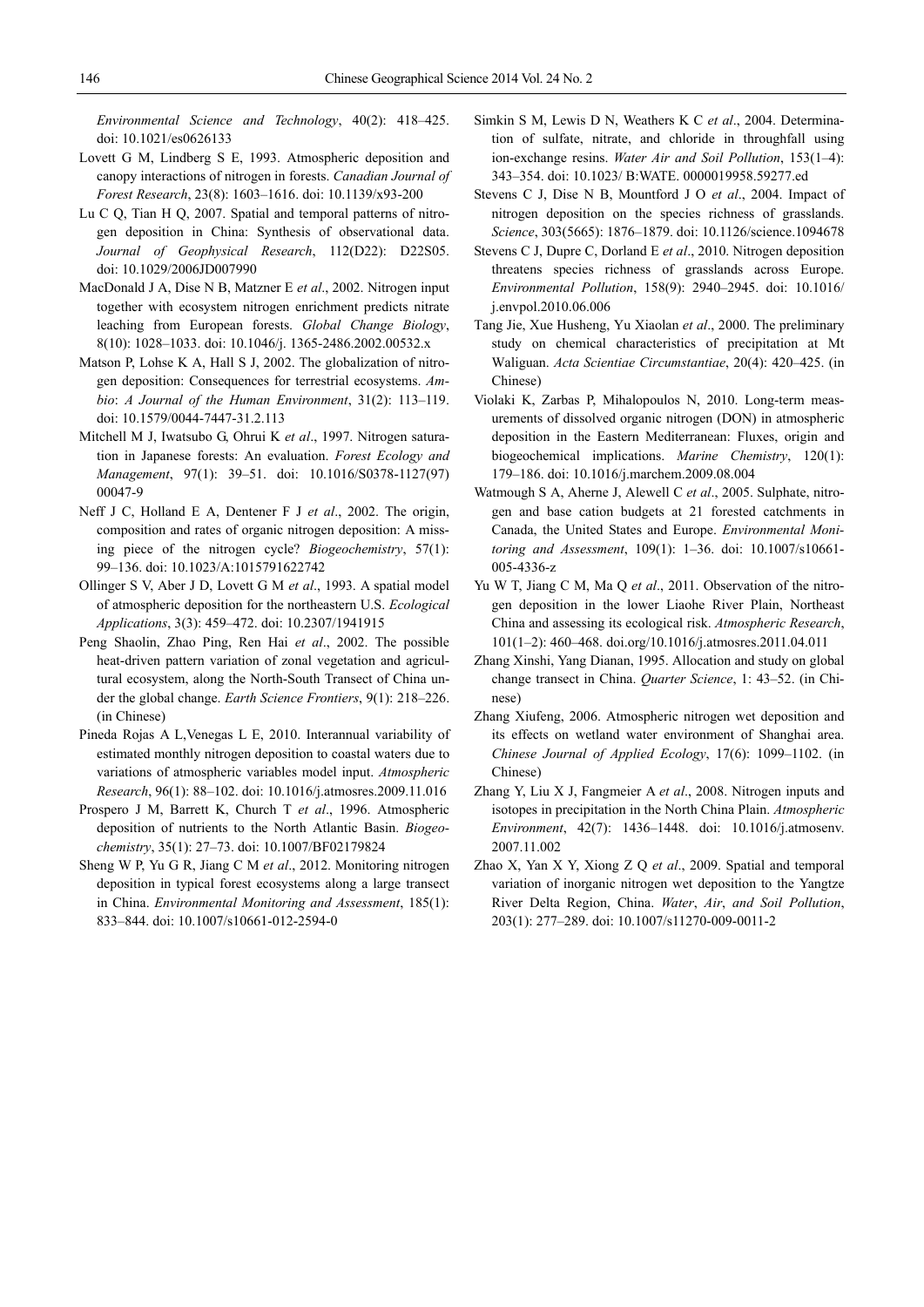*Environmental Science and Technology*, 40(2): 418–425. doi: 10.1021/es0626133

Lovett G M, Lindberg S E, 1993. Atmospheric deposition and canopy interactions of nitrogen in forests. *Canadian Journal of Forest Research*, 23(8): 1603–1616. doi: 10.1139/x93-200

Lu C Q, Tian H Q, 2007. Spatial and temporal patterns of nitrogen deposition in China: Synthesis of observational data. *Journal of Geophysical Research*, 112(D22): D22S05. doi: 10.1029/2006JD007990

MacDonald J A, Dise N B, Matzner E *et al*., 2002. Nitrogen input together with ecosystem nitrogen enrichment predicts nitrate leaching from European forests. *Global Change Biology*, 8(10): 1028–1033. doi: 10.1046/j. 1365-2486.2002.00532.x

Matson P, Lohse K A, Hall S J, 2002. The globalization of nitrogen deposition: Consequences for terrestrial ecosystems. *Ambio*: *A Journal of the Human Environment*, 31(2): 113–119. doi: 10.1579/0044-7447-31.2.113

Mitchell M J, Iwatsubo G, Ohrui K *et al*., 1997. Nitrogen saturation in Japanese forests: An evaluation. *Forest Ecology and Management*, 97(1): 39–51. doi: 10.1016/S0378-1127(97) 00047-9

Neff J C, Holland E A, Dentener F J *et al*., 2002. The origin, composition and rates of organic nitrogen deposition: A missing piece of the nitrogen cycle? *Biogeochemistry*, 57(1): 99–136. doi: 10.1023/A:1015791622742

Ollinger S V, Aber J D, Lovett G M *et al*., 1993. A spatial model of atmospheric deposition for the northeastern U.S. *Ecological Applications*, 3(3): 459–472. doi: 10.2307/1941915

Peng Shaolin, Zhao Ping, Ren Hai *et al*., 2002. The possible heat-driven pattern variation of zonal vegetation and agricultural ecosystem, along the North-South Transect of China under the global change. *Earth Science Frontiers*, 9(1): 218–226. (in Chinese)

Pineda Rojas A L,Venegas L E, 2010. Interannual variability of estimated monthly nitrogen deposition to coastal waters due to variations of atmospheric variables model input. *Atmospheric Research*, 96(1): 88–102. doi: 10.1016/j.atmosres.2009.11.016

Prospero J M, Barrett K, Church T *et al*., 1996. Atmospheric deposition of nutrients to the North Atlantic Basin. *Biogeochemistry*, 35(1): 27–73. doi: 10.1007/BF02179824

Sheng W P, Yu G R, Jiang C M *et al*., 2012. Monitoring nitrogen deposition in typical forest ecosystems along a large transect in China. *Environmental Monitoring and Assessment*, 185(1): 833–844. doi: 10.1007/s10661-012-2594-0

Simkin S M, Lewis D N, Weathers K C *et al*., 2004. Determination of sulfate, nitrate, and chloride in throughfall using ion-exchange resins. *Water Air and Soil Pollution*, 153(1–4): 343–354. doi: 10.1023/ B:WATE. 0000019958.59277.ed

Stevens C J, Dise N B, Mountford J O *et al*., 2004. Impact of nitrogen deposition on the species richness of grasslands. *Science*, 303(5665): 1876–1879. doi: 10.1126/science.1094678

Stevens C J, Dupre C, Dorland E *et al*., 2010. Nitrogen deposition threatens species richness of grasslands across Europe. *Environmental Pollution*, 158(9): 2940–2945. doi: 10.1016/ j.envpol.2010.06.006

Tang Jie, Xue Husheng, Yu Xiaolan *et al*., 2000. The preliminary study on chemical characteristics of precipitation at Mt Waliguan. *Acta Scientiae Circumstantiae*, 20(4): 420–425. (in Chinese)

Violaki K, Zarbas P, Mihalopoulos N, 2010. Long-term measurements of dissolved organic nitrogen (DON) in atmospheric deposition in the Eastern Mediterranean: Fluxes, origin and biogeochemical implications. *Marine Chemistry*, 120(1): 179–186. doi: 10.1016/j.marchem.2009.08.004

Watmough S A, Aherne J, Alewell C *et al*., 2005. Sulphate, nitrogen and base cation budgets at 21 forested catchments in Canada, the United States and Europe. *Environmental Monitoring and Assessment*, 109(1): 1–36. doi: 10.1007/s10661-005-4336-z

Yu W T, Jiang C M, Ma Q *et al*., 2011. Observation of the nitrogen deposition in the lower Liaohe River Plain, Northeast China and assessing its ecological risk. *Atmospheric Research*, 101(1–2): 460–468. doi.org/10.1016/j.atmosres.2011.04.011

Zhang Xinshi, Yang Dianan, 1995. Allocation and study on global change transect in China. *Quarter Science*, 1: 43–52. (in Chinese)

Zhang Xiufeng, 2006. Atmospheric nitrogen wet deposition and its effects on wetland water environment of Shanghai area. *Chinese Journal of Applied Ecology*, 17(6): 1099–1102. (in Chinese)

Zhang Y, Liu X J, Fangmeier A *et al*., 2008. Nitrogen inputs and isotopes in precipitation in the North China Plain. *Atmospheric Environment*, 42(7): 1436–1448. doi: 10.1016/j.atmosenv. 2007.11.002

Zhao X, Yan X Y, Xiong Z Q *et al*., 2009. Spatial and temporal variation of inorganic nitrogen wet deposition to the Yangtze River Delta Region, China. *Water*, *Air*, *and Soil Pollution*, 203(1): 277–289. doi: 10.1007/s11270-009-0011-2